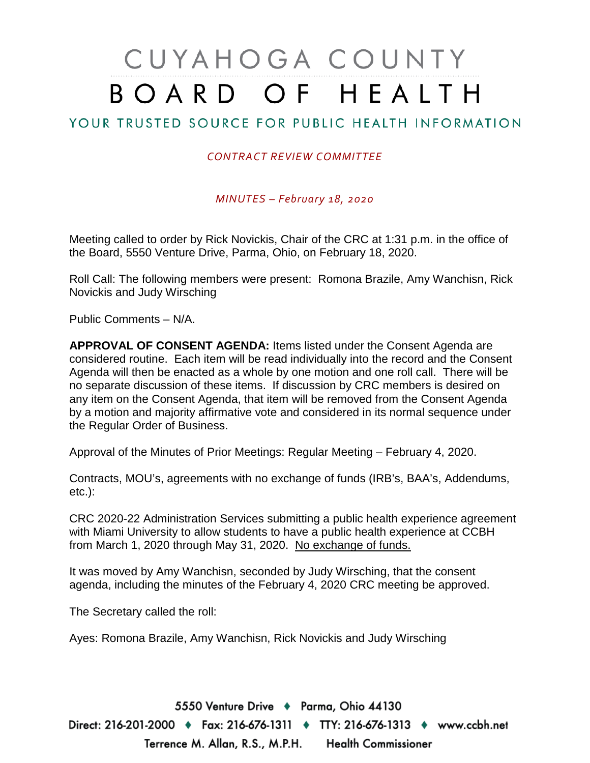# CUYAHOGA COUNTY BOARD OF HEALTH

## YOUR TRUSTED SOURCE FOR PUBLIC HEALTH INFORMATION

*CONTRACT REVIEW COMMITTEE*

*MINUTES – February 18, 2020*

Meeting called to order by Rick Novickis, Chair of the CRC at 1:31 p.m. in the office of the Board, 5550 Venture Drive, Parma, Ohio, on February 18, 2020.

Roll Call: The following members were present: Romona Brazile, Amy Wanchisn, Rick Novickis and Judy Wirsching

Public Comments – N/A.

**APPROVAL OF CONSENT AGENDA:** Items listed under the Consent Agenda are considered routine. Each item will be read individually into the record and the Consent Agenda will then be enacted as a whole by one motion and one roll call. There will be no separate discussion of these items. If discussion by CRC members is desired on any item on the Consent Agenda, that item will be removed from the Consent Agenda by a motion and majority affirmative vote and considered in its normal sequence under the Regular Order of Business.

Approval of the Minutes of Prior Meetings: Regular Meeting – February 4, 2020.

Contracts, MOU's, agreements with no exchange of funds (IRB's, BAA's, Addendums, etc.):

CRC 2020-22 Administration Services submitting a public health experience agreement with Miami University to allow students to have a public health experience at CCBH from March 1, 2020 through May 31, 2020. <u>No exchange of funds.</u>

It was moved by Amy Wanchisn, seconded by Judy Wirsching, that the consent agenda, including the minutes of the February 4, 2020 CRC meeting be approved.

The Secretary called the roll:

Ayes: Romona Brazile, Amy Wanchisn, Rick Novickis and Judy Wirsching

5550 Venture Drive ♦ Parma, Ohio 44130
Direct: 216-201-2000 ♦ Fax: 216-676-1311 ♦ TTY: 216-676-1313 ♦ www.ccbh.net
Terrence M. Allan, R.S., M.P.H. Health Commissioner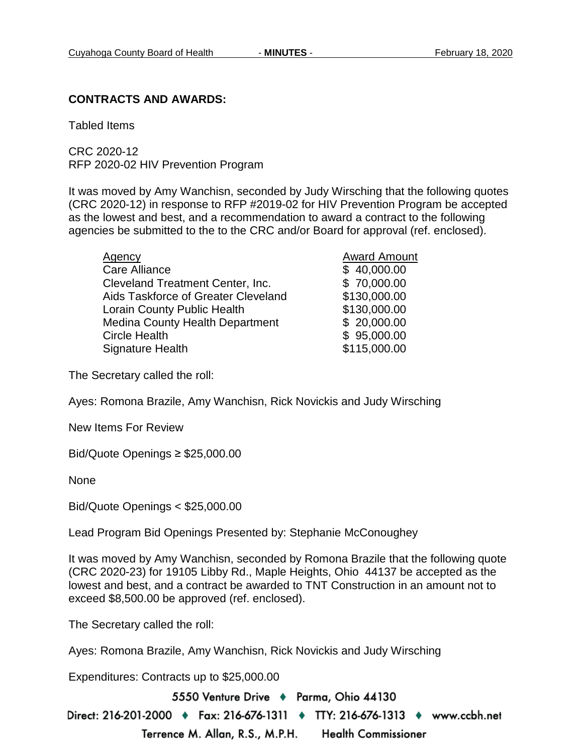**CONTRACTS AND AWARDS:**

Tabled Items

CRC 2020-12
RFP 2020-02 HIV Prevention Program

It was moved by Amy Wanchisn, seconded by Judy Wirsching that the following quotes (CRC 2020-12) in response to RFP #2019-02 for HIV Prevention Program be accepted as the lowest and best, and a recommendation to award a contract to the following agencies be submitted to the to the CRC and/or Board for approval (ref. enclosed).

| Agency | Award Amount |
|---|---|
| Care Alliance | $ 40,000.00 |
| Cleveland Treatment Center, Inc. | $ 70,000.00 |
| Aids Taskforce of Greater Cleveland | $130,000.00 |
| Lorain County Public Health | $130,000.00 |
| Medina County Health Department | $ 20,000.00 |
| Circle Health | $ 95,000.00 |
| Signature Health | $115,000.00 |

The Secretary called the roll:

Ayes: Romona Brazile, Amy Wanchisn, Rick Novickis and Judy Wirsching

New Items For Review

Bid/Quote Openings ≥ $25,000.00

None

Bid/Quote Openings < $25,000.00

Lead Program Bid Openings Presented by: Stephanie McConoughey

It was moved by Amy Wanchisn, seconded by Romona Brazile that the following quote (CRC 2020-23) for 19105 Libby Rd., Maple Heights, Ohio 44137 be accepted as the lowest and best, and a contract be awarded to TNT Construction in an amount not to exceed $8,500.00 be approved (ref. enclosed).

The Secretary called the roll:

Ayes: Romona Brazile, Amy Wanchisn, Rick Novickis and Judy Wirsching

Expenditures: Contracts up to $25,000.00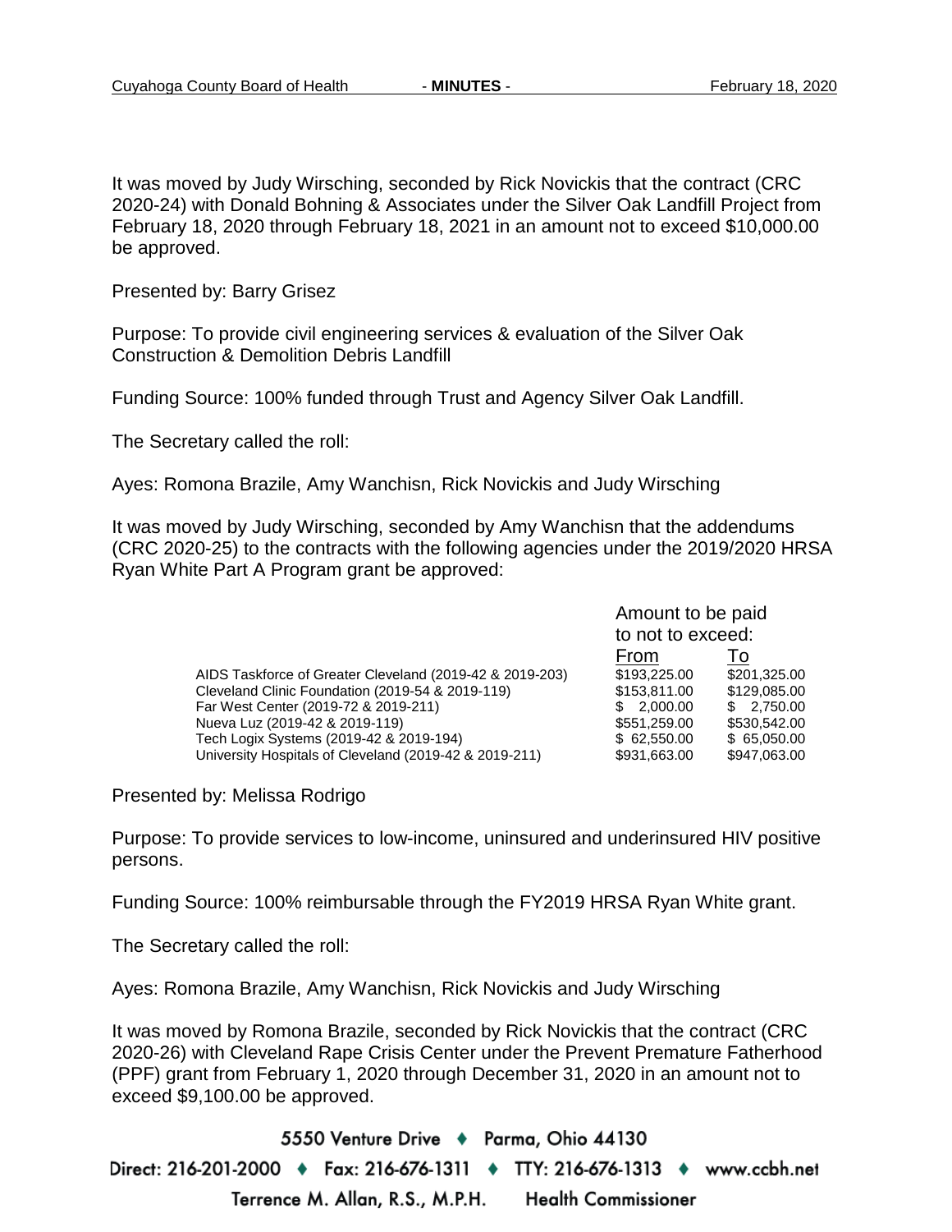It was moved by Judy Wirsching, seconded by Rick Novickis that the contract (CRC 2020-24) with Donald Bohning & Associates under the Silver Oak Landfill Project from February 18, 2020 through February 18, 2021 in an amount not to exceed $10,000.00 be approved.

Presented by: Barry Grisez

Purpose: To provide civil engineering services & evaluation of the Silver Oak Construction & Demolition Debris Landfill

Funding Source: 100% funded through Trust and Agency Silver Oak Landfill.

The Secretary called the roll:

Ayes: Romona Brazile, Amy Wanchisn, Rick Novickis and Judy Wirsching

It was moved by Judy Wirsching, seconded by Amy Wanchisn that the addendums (CRC 2020-25) to the contracts with the following agencies under the 2019/2020 HRSA Ryan White Part A Program grant be approved:

| | Amount to be paid to not to exceed: | |
|---|---|---|
| | From | To |
| AIDS Taskforce of Greater Cleveland (2019-42 & 2019-203) | $193,225.00 | $201,325.00 |
| Cleveland Clinic Foundation (2019-54 & 2019-119) | $153,811.00 | $129,085.00 |
| Far West Center (2019-72 & 2019-211) | $ 2,000.00 | $ 2,750.00 |
| Nueva Luz (2019-42 & 2019-119) | $551,259.00 | $530,542.00 |
| Tech Logix Systems (2019-42 & 2019-194) | $ 62,550.00 | $ 65,050.00 |
| University Hospitals of Cleveland (2019-42 & 2019-211) | $931,663.00 | $947,063.00 |

Presented by: Melissa Rodrigo

Purpose: To provide services to low-income, uninsured and underinsured HIV positive persons.

Funding Source: 100% reimbursable through the FY2019 HRSA Ryan White grant.

The Secretary called the roll:

Ayes: Romona Brazile, Amy Wanchisn, Rick Novickis and Judy Wirsching

It was moved by Romona Brazile, seconded by Rick Novickis that the contract (CRC 2020-26) with Cleveland Rape Crisis Center under the Prevent Premature Fatherhood (PPF) grant from February 1, 2020 through December 31, 2020 in an amount not to exceed $9,100.00 be approved.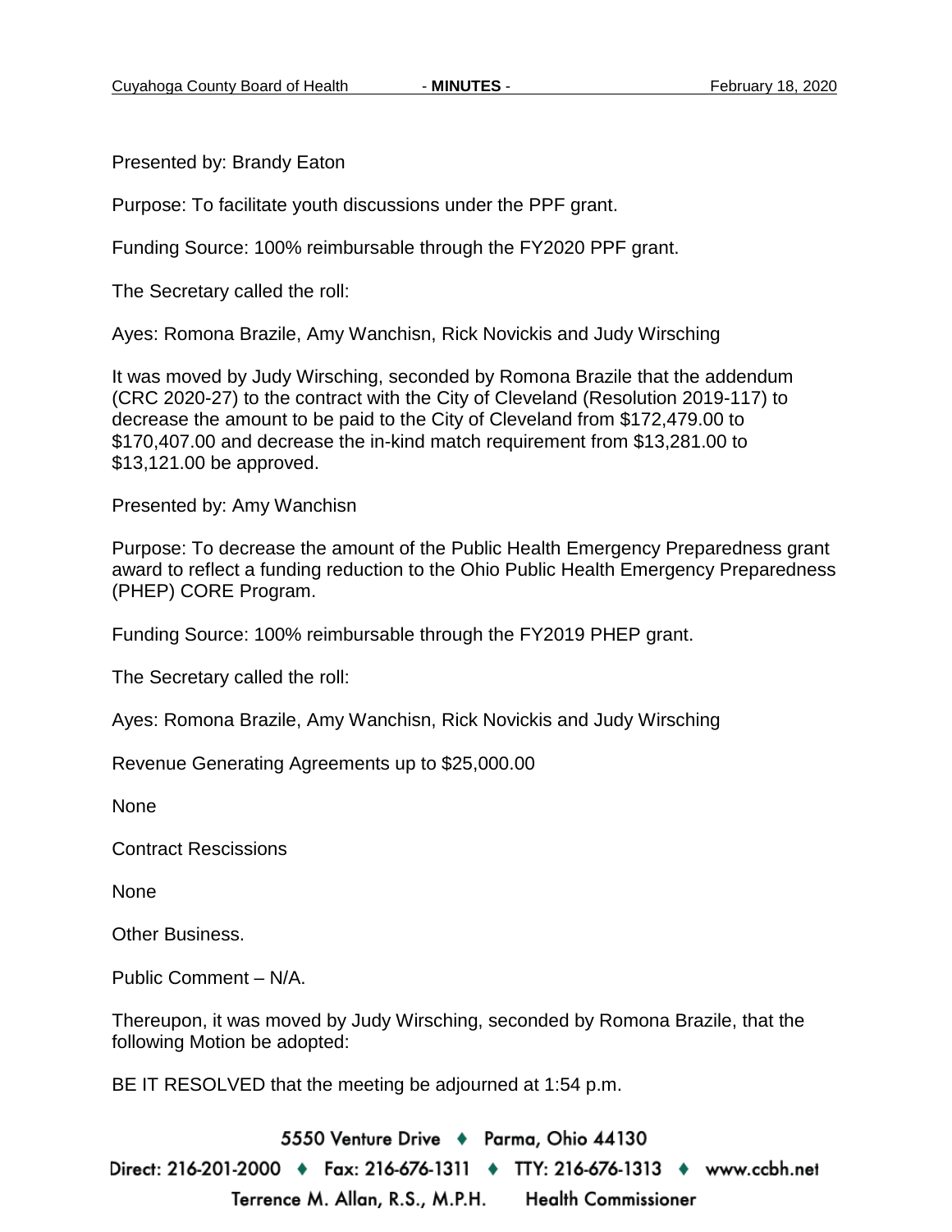Presented by: Brandy Eaton

Purpose: To facilitate youth discussions under the PPF grant.

Funding Source: 100% reimbursable through the FY2020 PPF grant.

The Secretary called the roll:

Ayes: Romona Brazile, Amy Wanchisn, Rick Novickis and Judy Wirsching

It was moved by Judy Wirsching, seconded by Romona Brazile that the addendum (CRC 2020-27) to the contract with the City of Cleveland (Resolution 2019-117) to decrease the amount to be paid to the City of Cleveland from $172,479.00 to $170,407.00 and decrease the in-kind match requirement from $13,281.00 to $13,121.00 be approved.

Presented by: Amy Wanchisn

Purpose: To decrease the amount of the Public Health Emergency Preparedness grant award to reflect a funding reduction to the Ohio Public Health Emergency Preparedness (PHEP) CORE Program.

Funding Source: 100% reimbursable through the FY2019 PHEP grant.

The Secretary called the roll:

Ayes: Romona Brazile, Amy Wanchisn, Rick Novickis and Judy Wirsching

Revenue Generating Agreements up to $25,000.00

None

Contract Rescissions

None

Other Business.

Public Comment – N/A.

Thereupon, it was moved by Judy Wirsching, seconded by Romona Brazile, that the following Motion be adopted:

BE IT RESOLVED that the meeting be adjourned at 1:54 p.m.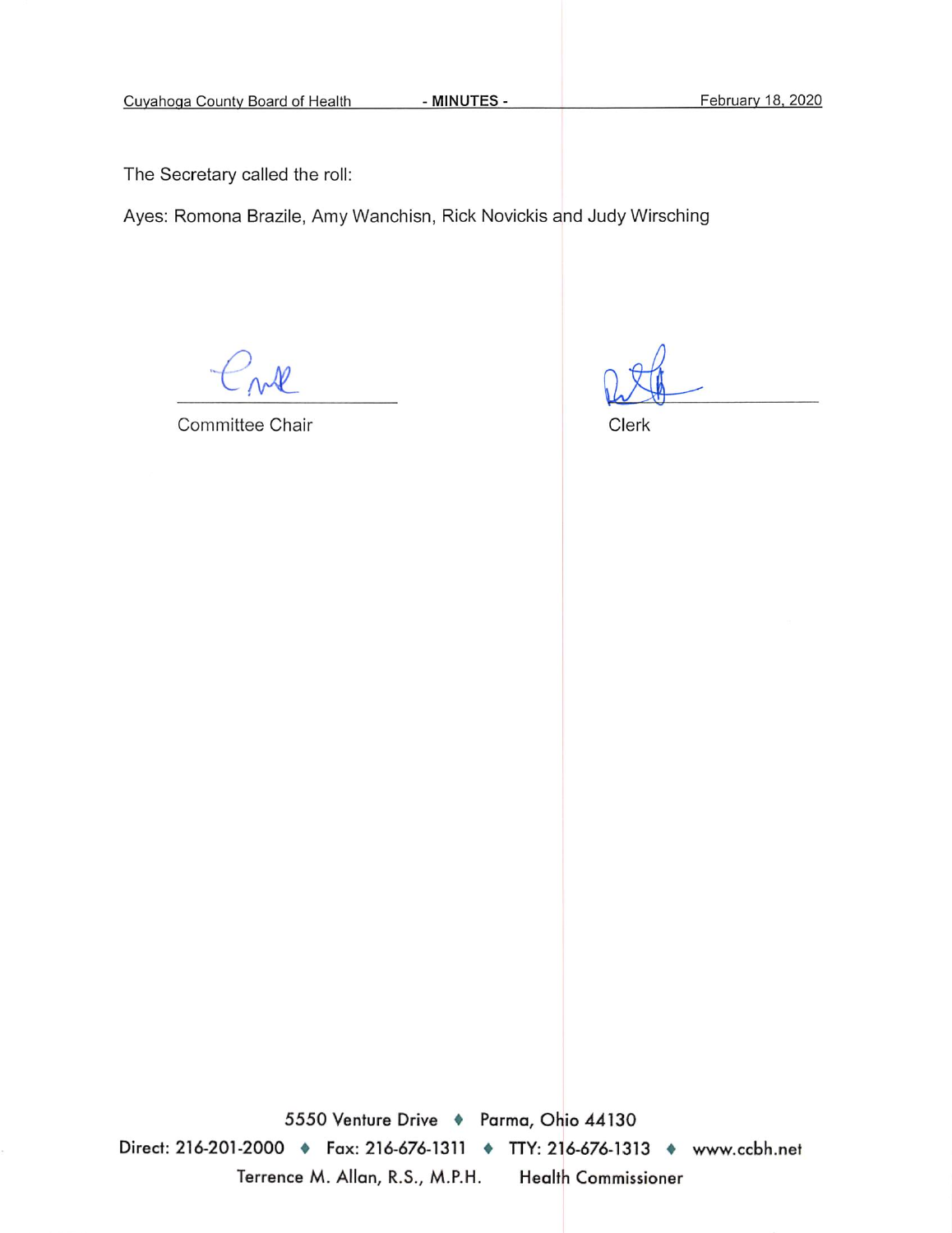The Secretary called the roll:

Ayes: Romona Brazile, Amy Wanchisn, Rick Novickis and Judy Wirsching

Committee Chair

Clerk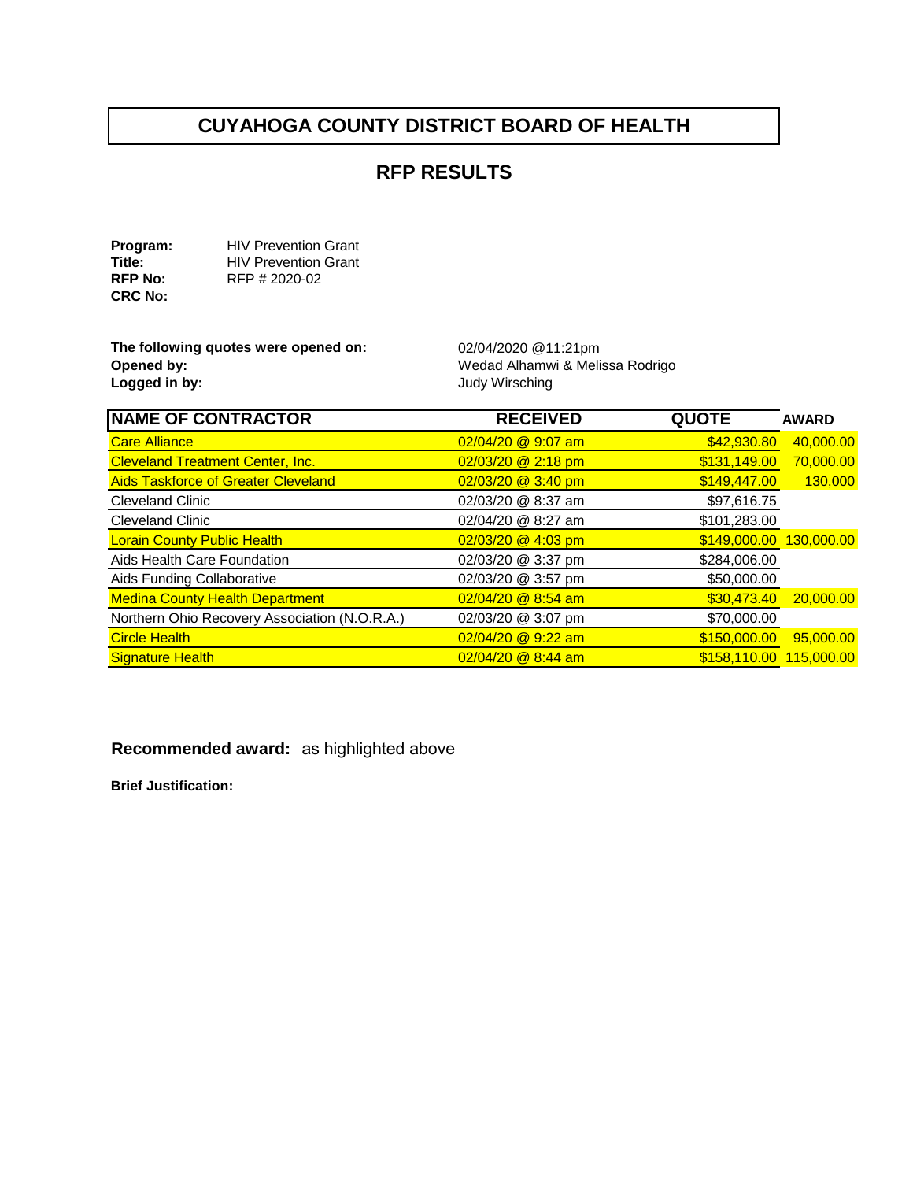# CUYAHOGA COUNTY DISTRICT BOARD OF HEALTH

## RFP RESULTS

**Program:** HIV Prevention Grant
**Title:** HIV Prevention Grant
**RFP No:** RFP # 2020-02
**CRC No:**

**The following quotes were opened on:** 02/04/2020 @11:21pm
**Opened by:** Wedad Alhamwi & Melissa Rodrigo
**Logged in by:** Judy Wirsching

| NAME OF CONTRACTOR | RECEIVED | QUOTE | AWARD |
|---|---|---|---|
| Care Alliance | 02/04/20 @ 9:07 am | $42,930.80 | 40,000.00 |
| Cleveland Treatment Center, Inc. | 02/03/20 @ 2:18 pm | $131,149.00 | 70,000.00 |
| Aids Taskforce of Greater Cleveland | 02/03/20 @ 3:40 pm | $149,447.00 | 130,000 |
| Cleveland Clinic | 02/03/20 @ 8:37 am | $97,616.75 | |
| Cleveland Clinic | 02/04/20 @ 8:27 am | $101,283.00 | |
| Lorain County Public Health | 02/03/20 @ 4:03 pm | $149,000.00 | 130,000.00 |
| Aids Health Care Foundation | 02/03/20 @ 3:37 pm | $284,006.00 | |
| Aids Funding Collaborative | 02/03/20 @ 3:57 pm | $50,000.00 | |
| Medina County Health Department | 02/04/20 @ 8:54 am | $30,473.40 | 20,000.00 |
| Northern Ohio Recovery Association (N.O.R.A.) | 02/03/20 @ 3:07 pm | $70,000.00 | |
| Circle Health | 02/04/20 @ 9:22 am | $150,000.00 | 95,000.00 |
| Signature Health | 02/04/20 @ 8:44 am | $158,110.00 | 115,000.00 |

**Recommended award:** as highlighted above

**Brief Justification:**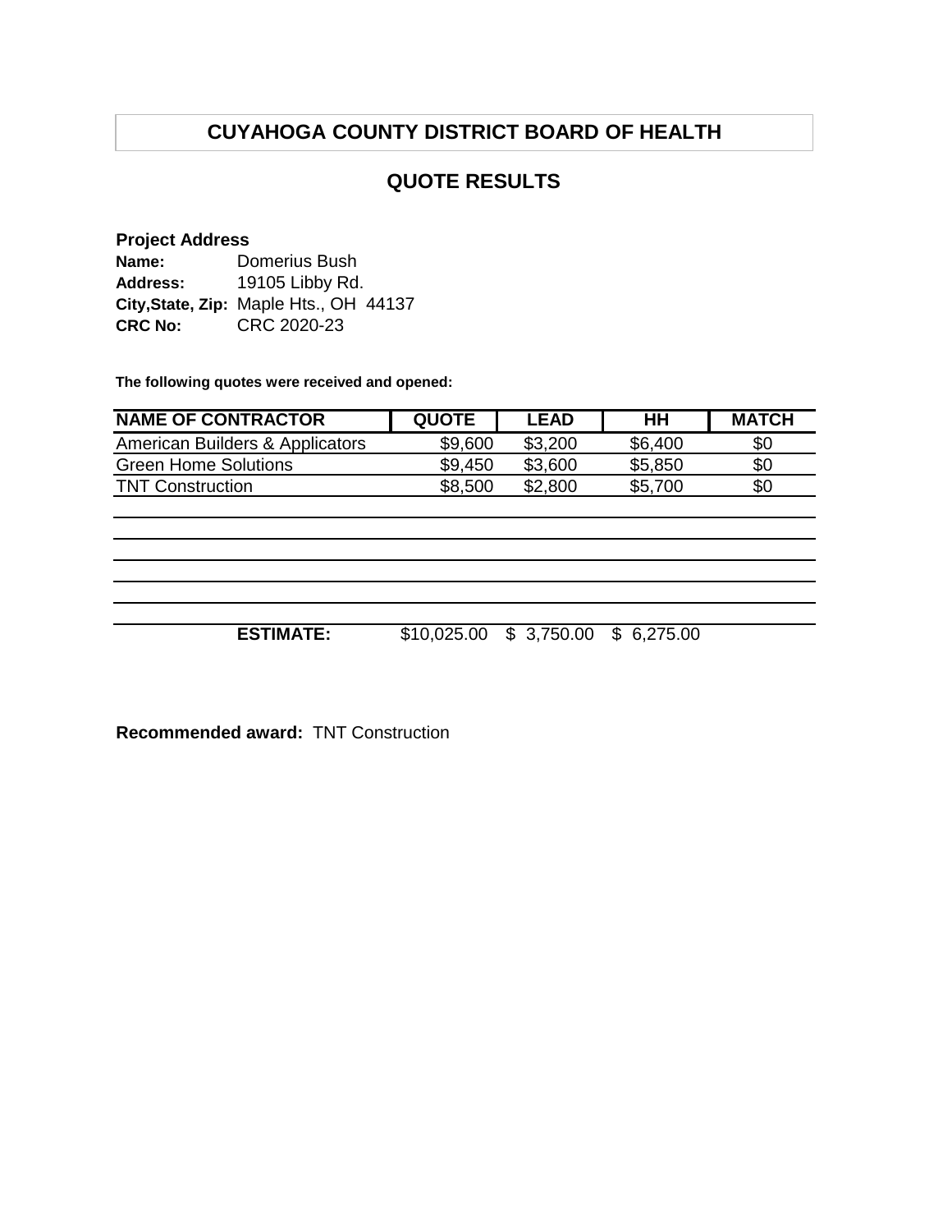# CUYAHOGA COUNTY DISTRICT BOARD OF HEALTH

## QUOTE RESULTS

**Project Address**

**Name:** Domerius Bush
**Address:** 19105 Libby Rd.
**City,State, Zip:** Maple Hts., OH 44137
**CRC No:** CRC 2020-23

**The following quotes were received and opened:**

| NAME OF CONTRACTOR | QUOTE | LEAD | HH | MATCH |
|---|---|---|---|---|
| American Builders & Applicators | $9,600 | $3,200 | $6,400 | $0 |
| Green Home Solutions | $9,450 | $3,600 | $5,850 | $0 |
| TNT Construction | $8,500 | $2,800 | $5,700 | $0 |
| | | | | |
| | | | | |
| | | | | |
| | | | | |
| | | | | |
| **ESTIMATE:** | $10,025.00 | $ 3,750.00 | $ 6,275.00 | |

**Recommended award:** TNT Construction